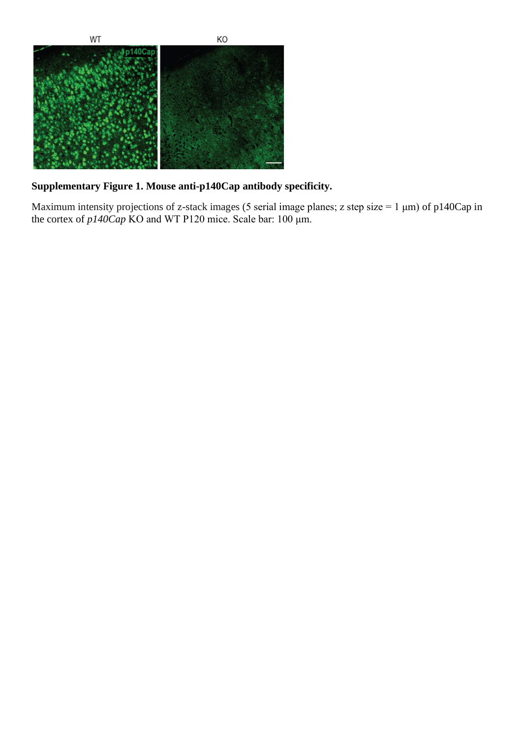**Supplementary Figure 1. Mouse anti-p140Cap antibody specificity.**

Maximum intensity projections of z-stack images (5 serial image planes; z step size = 1 μm) of p140Cap in the cortex of *p140Cap* KO and WT P120 mice. Scale bar: 100 μm.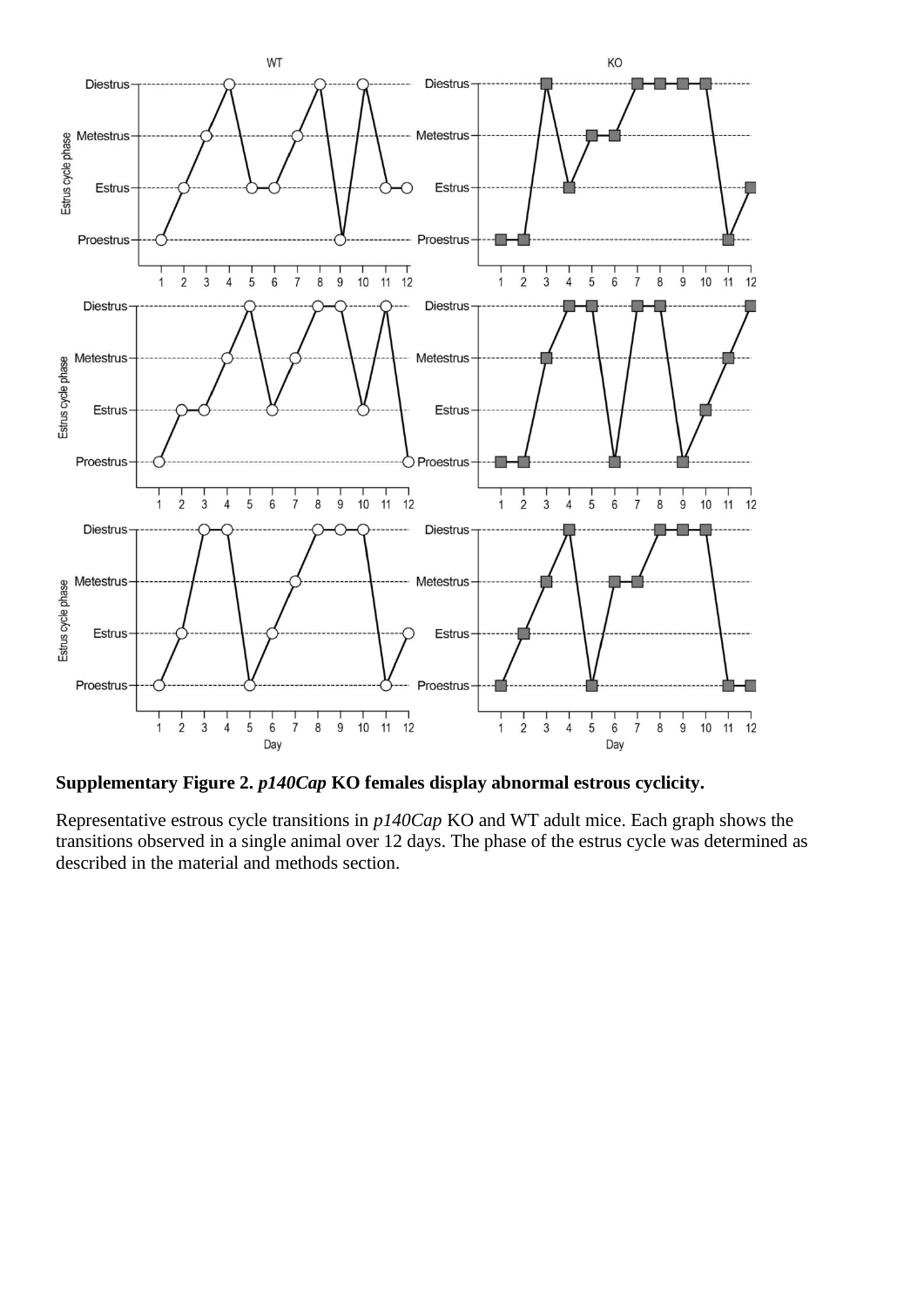**Supplementary Figure 2. *p140Cap* KO females display abnormal estrous cyclicity.**

Representative estrous cycle transitions in *p140Cap* KO and WT adult mice. Each graph shows the transitions observed in a single animal over 12 days. The phase of the estrus cycle was determined as described in the material and methods section.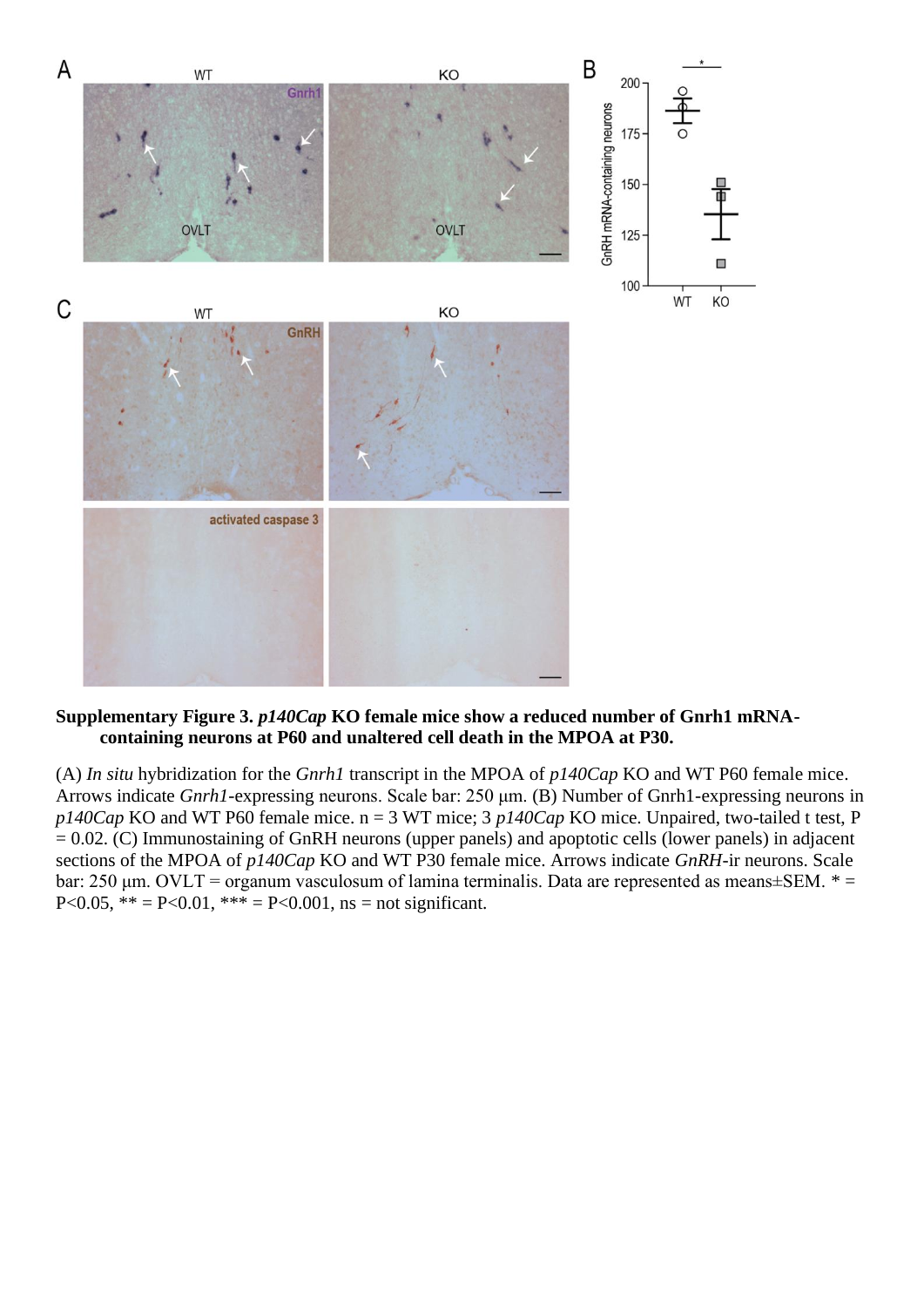**Supplementary Figure 3. *p140Cap* KO female mice show a reduced number of Gnrh1 mRNA-containing neurons at P60 and unaltered cell death in the MPOA at P30.**

(A) *In situ* hybridization for the *Gnrh1* transcript in the MPOA of *p140Cap* KO and WT P60 female mice. Arrows indicate *Gnrh1*-expressing neurons. Scale bar: 250 μm. (B) Number of Gnrh1-expressing neurons in *p140Cap* KO and WT P60 female mice. n = 3 WT mice; 3 *p140Cap* KO mice. Unpaired, two-tailed t test, P = 0.02. (C) Immunostaining of GnRH neurons (upper panels) and apoptotic cells (lower panels) in adjacent sections of the MPOA of *p140Cap* KO and WT P30 female mice. Arrows indicate *GnRH*-ir neurons. Scale bar: 250 μm. OVLT = organum vasculosum of lamina terminalis. Data are represented as means±SEM. * = P<0.05, ** = P<0.01, *** = P<0.001, ns = not significant.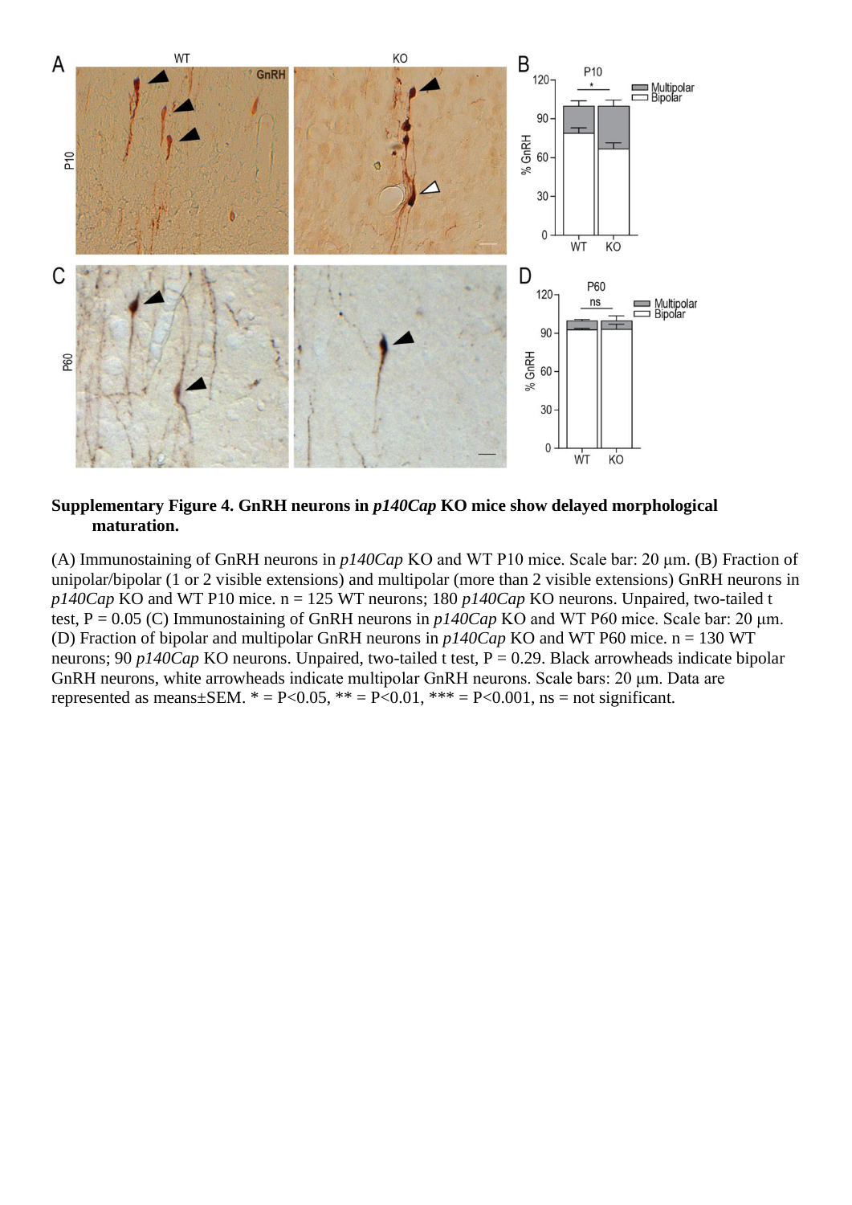**Supplementary Figure 4. GnRH neurons in *p140Cap* KO mice show delayed morphological maturation.**

(A) Immunostaining of GnRH neurons in *p140Cap* KO and WT P10 mice. Scale bar: 20 µm. (B) Fraction of unipolar/bipolar (1 or 2 visible extensions) and multipolar (more than 2 visible extensions) GnRH neurons in *p140Cap* KO and WT P10 mice. n = 125 WT neurons; 180 *p140Cap* KO neurons. Unpaired, two-tailed t test, P = 0.05 (C) Immunostaining of GnRH neurons in *p140Cap* KO and WT P60 mice. Scale bar: 20 µm. (D) Fraction of bipolar and multipolar GnRH neurons in *p140Cap* KO and WT P60 mice. n = 130 WT neurons; 90 *p140Cap* KO neurons. Unpaired, two-tailed t test, P = 0.29. Black arrowheads indicate bipolar GnRH neurons, white arrowheads indicate multipolar GnRH neurons. Scale bars: 20 µm. Data are represented as means±SEM. * = P<0.05, ** = P<0.01, *** = P<0.001, ns = not significant.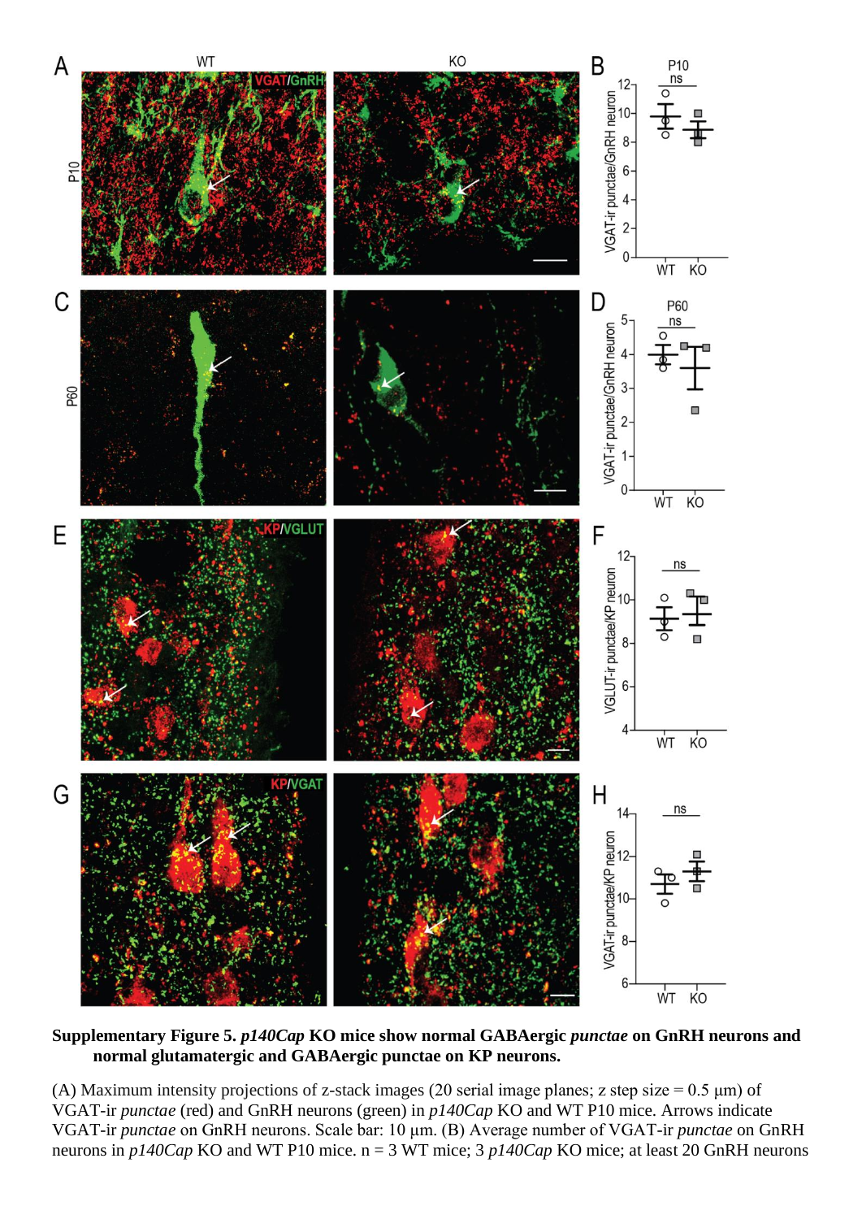**Supplementary Figure 5. *p140Cap* KO mice show normal GABAergic *punctae* on GnRH neurons and normal glutamatergic and GABAergic punctae on KP neurons.**

(A) Maximum intensity projections of z-stack images (20 serial image planes; z step size = 0.5 µm) of VGAT-ir *punctae* (red) and GnRH neurons (green) in *p140Cap* KO and WT P10 mice. Arrows indicate VGAT-ir *punctae* on GnRH neurons. Scale bar: 10 µm. (B) Average number of VGAT-ir *punctae* on GnRH neurons in *p140Cap* KO and WT P10 mice. n = 3 WT mice; 3 *p140Cap* KO mice; at least 20 GnRH neurons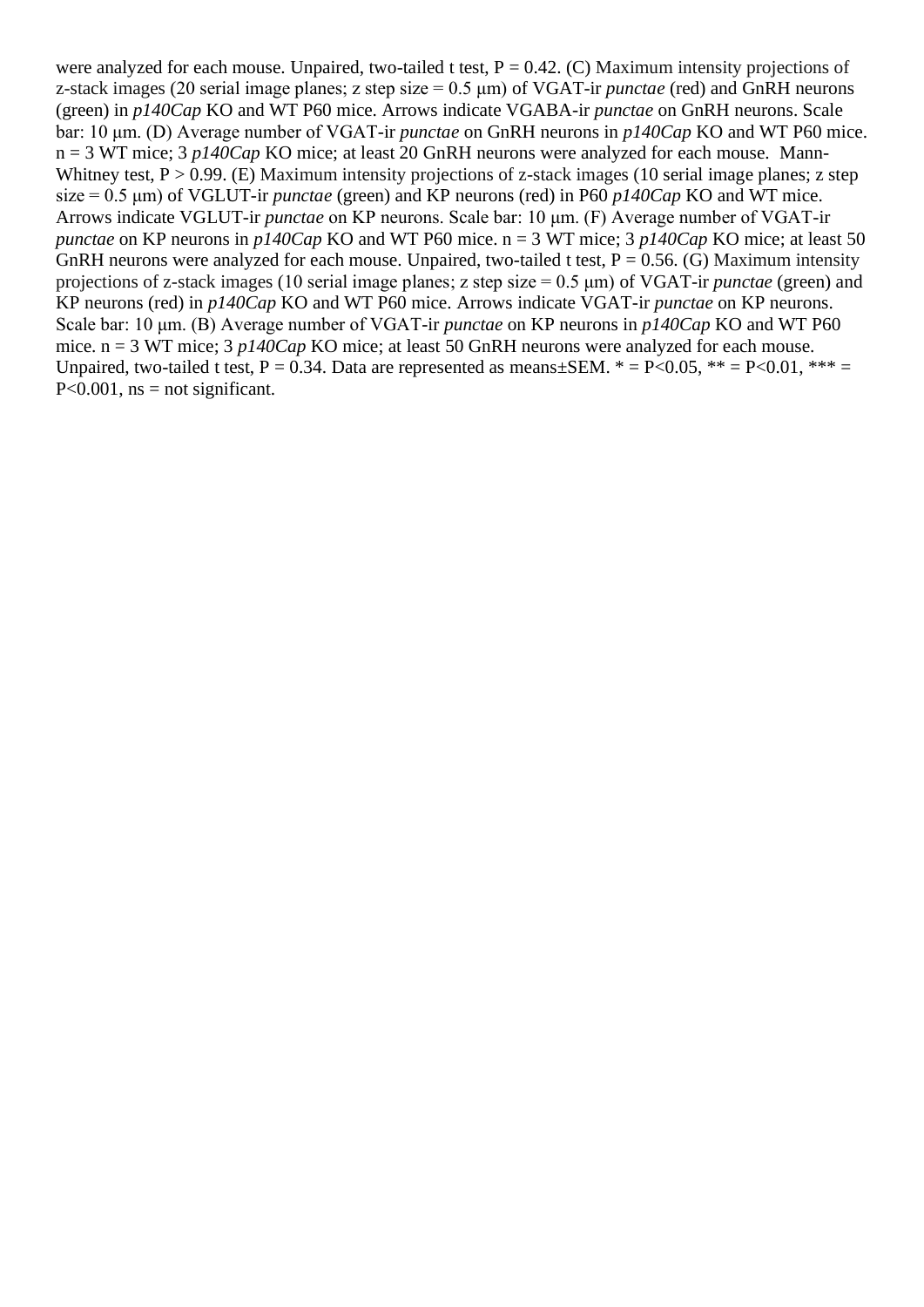were analyzed for each mouse. Unpaired, two-tailed t test, $P = 0.42$. (C) Maximum intensity projections of z-stack images (20 serial image planes; z step size = 0.5 μm) of VGAT-ir *punctae* (red) and GnRH neurons (green) in *p140Cap* KO and WT P60 mice. Arrows indicate VGABA-ir *punctae* on GnRH neurons. Scale bar: 10 μm. (D) Average number of VGAT-ir *punctae* on GnRH neurons in *p140Cap* KO and WT P60 mice. n = 3 WT mice; 3 *p140Cap* KO mice; at least 20 GnRH neurons were analyzed for each mouse. Mann-Whitney test, $P > 0.99$. (E) Maximum intensity projections of z-stack images (10 serial image planes; z step size = 0.5 μm) of VGLUT-ir *punctae* (green) and KP neurons (red) in P60 *p140Cap* KO and WT mice. Arrows indicate VGLUT-ir *punctae* on KP neurons. Scale bar: 10 μm. (F) Average number of VGAT-ir *punctae* on KP neurons in *p140Cap* KO and WT P60 mice. n = 3 WT mice; 3 *p140Cap* KO mice; at least 50 GnRH neurons were analyzed for each mouse. Unpaired, two-tailed t test, $P = 0.56$. (G) Maximum intensity projections of z-stack images (10 serial image planes; z step size = 0.5 μm) of VGAT-ir *punctae* (green) and KP neurons (red) in *p140Cap* KO and WT P60 mice. Arrows indicate VGAT-ir *punctae* on KP neurons. Scale bar: 10 μm. (B) Average number of VGAT-ir *punctae* on KP neurons in *p140Cap* KO and WT P60 mice. n = 3 WT mice; 3 *p140Cap* KO mice; at least 50 GnRH neurons were analyzed for each mouse. Unpaired, two-tailed t test, $P = 0.34$. Data are represented as means±SEM. * = $P<0.05$, ** = $P<0.01$, *** = $P<0.001$, ns = not significant.